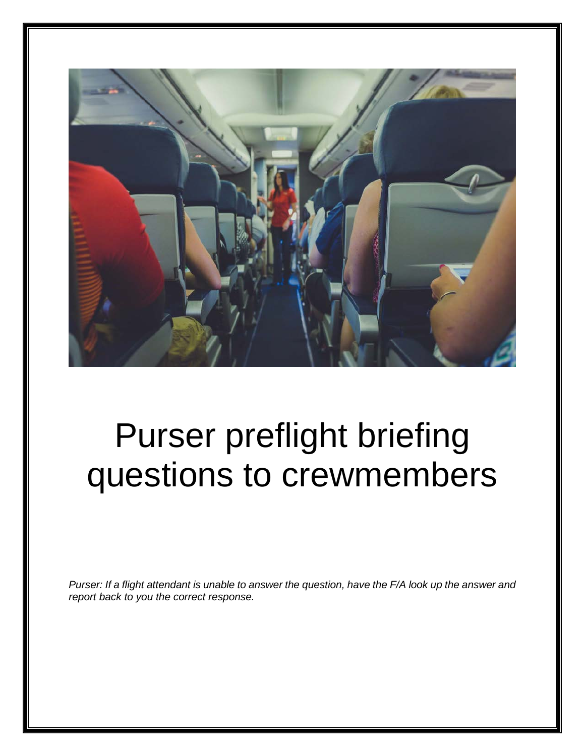# Purser preflight briefing questions to crewmembers

*Purser: If a flight attendant is unable to answer the question, have the F/A look up the answer and report back to you the correct response.*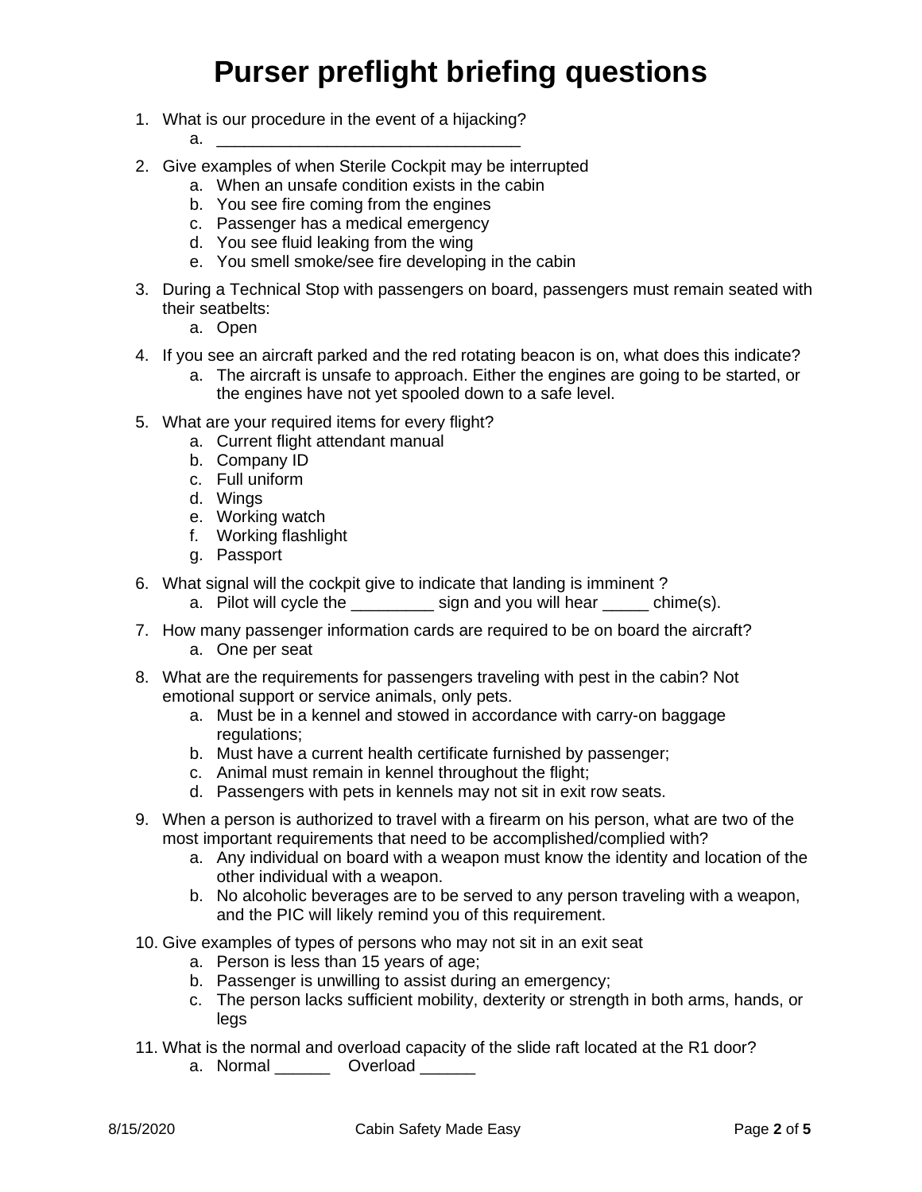# Purser preflight briefing questions

1. What is our procedure in the event of a hijacking?
    a. _________________________________
2. Give examples of when Sterile Cockpit may be interrupted
    a. When an unsafe condition exists in the cabin
    b. You see fire coming from the engines
    c. Passenger has a medical emergency
    d. You see fluid leaking from the wing
    e. You smell smoke/see fire developing in the cabin
3. During a Technical Stop with passengers on board, passengers must remain seated with their seatbelts:
    a. Open
4. If you see an aircraft parked and the red rotating beacon is on, what does this indicate?
    a. The aircraft is unsafe to approach. Either the engines are going to be started, or the engines have not yet spooled down to a safe level.
5. What are your required items for every flight?
    a. Current flight attendant manual
    b. Company ID
    c. Full uniform
    d. Wings
    e. Working watch
    f. Working flashlight
    g. Passport
6. What signal will the cockpit give to indicate that landing is imminent ?
    a. Pilot will cycle the _________ sign and you will hear _____ chime(s).
7. How many passenger information cards are required to be on board the aircraft?
    a. One per seat
8. What are the requirements for passengers traveling with pest in the cabin? Not emotional support or service animals, only pets.
    a. Must be in a kennel and stowed in accordance with carry-on baggage regulations;
    b. Must have a current health certificate furnished by passenger;
    c. Animal must remain in kennel throughout the flight;
    d. Passengers with pets in kennels may not sit in exit row seats.
9. When a person is authorized to travel with a firearm on his person, what are two of the most important requirements that need to be accomplished/complied with?
    a. Any individual on board with a weapon must know the identity and location of the other individual with a weapon.
    b. No alcoholic beverages are to be served to any person traveling with a weapon, and the PIC will likely remind you of this requirement.
10. Give examples of types of persons who may not sit in an exit seat
    a. Person is less than 15 years of age;
    b. Passenger is unwilling to assist during an emergency;
    c. The person lacks sufficient mobility, dexterity or strength in both arms, hands, or legs
11. What is the normal and overload capacity of the slide raft located at the R1 door?
    a. Normal ______ Overload ______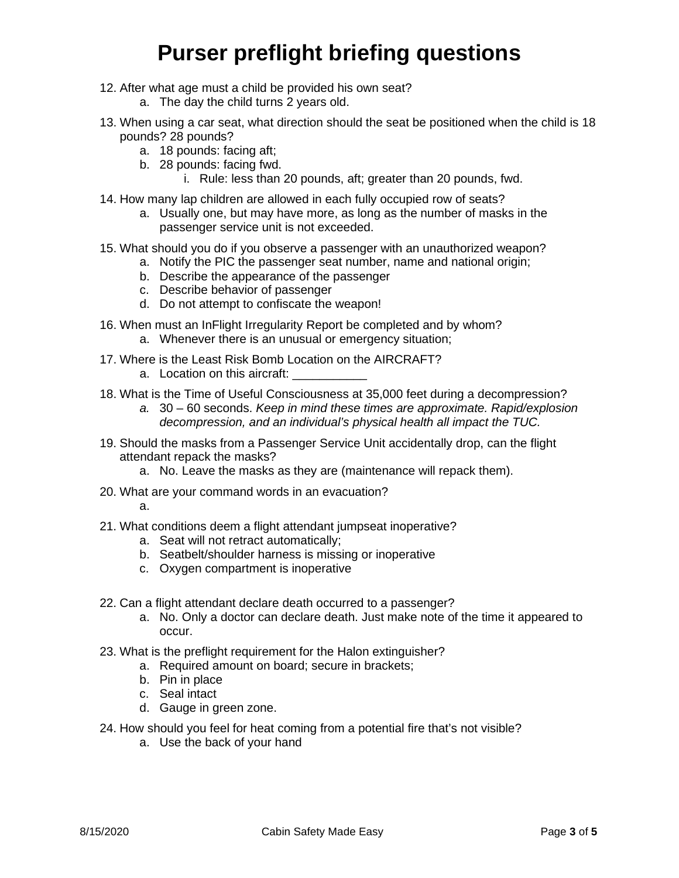# Purser preflight briefing questions

12. After what age must a child be provided his own seat?
    a. The day the child turns 2 years old.

13. When using a car seat, what direction should the seat be positioned when the child is 18 pounds? 28 pounds?
    a. 18 pounds: facing aft;
    b. 28 pounds: facing fwd.
        i. Rule: less than 20 pounds, aft; greater than 20 pounds, fwd.

14. How many lap children are allowed in each fully occupied row of seats?
    a. Usually one, but may have more, as long as the number of masks in the passenger service unit is not exceeded.

15. What should you do if you observe a passenger with an unauthorized weapon?
    a. Notify the PIC the passenger seat number, name and national origin;
    b. Describe the appearance of the passenger
    c. Describe behavior of passenger
    d. Do not attempt to confiscate the weapon!

16. When must an InFlight Irregularity Report be completed and by whom?
    a. Whenever there is an unusual or emergency situation;

17. Where is the Least Risk Bomb Location on the AIRCRAFT?
    a. Location on this aircraft: ___________

18. What is the Time of Useful Consciousness at 35,000 feet during a decompression?
    a. 30 – 60 seconds. *Keep in mind these times are approximate. Rapid/explosion decompression, and an individual's physical health all impact the TUC.*

19. Should the masks from a Passenger Service Unit accidentally drop, can the flight attendant repack the masks?
    a. No. Leave the masks as they are (maintenance will repack them).

20. What are your command words in an evacuation?
    a.

21. What conditions deem a flight attendant jumpseat inoperative?
    a. Seat will not retract automatically;
    b. Seatbelt/shoulder harness is missing or inoperative
    c. Oxygen compartment is inoperative

22. Can a flight attendant declare death occurred to a passenger?
    a. No. Only a doctor can declare death. Just make note of the time it appeared to occur.

23. What is the preflight requirement for the Halon extinguisher?
    a. Required amount on board; secure in brackets;
    b. Pin in place
    c. Seal intact
    d. Gauge in green zone.

24. How should you feel for heat coming from a potential fire that's not visible?
    a. Use the back of your hand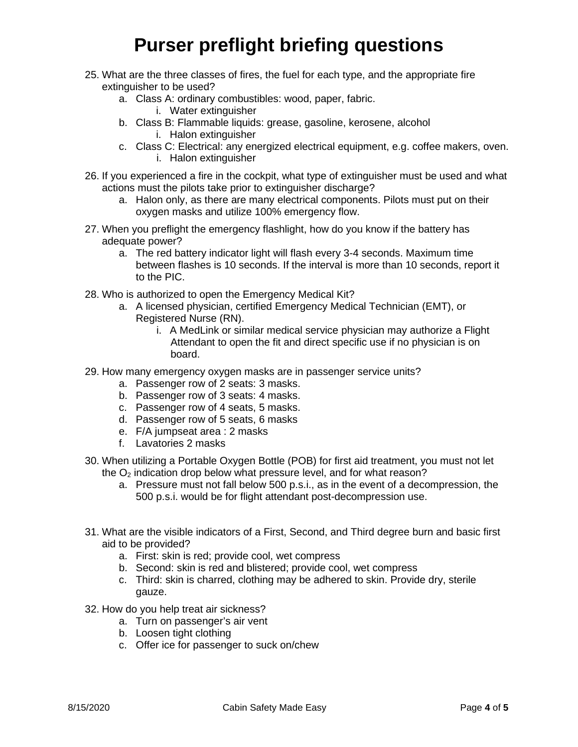# Purser preflight briefing questions

25. What are the three classes of fires, the fuel for each type, and the appropriate fire extinguisher to be used?
    a. Class A: ordinary combustibles: wood, paper, fabric.
        i. Water extinguisher
    b. Class B: Flammable liquids: grease, gasoline, kerosene, alcohol
        i. Halon extinguisher
    c. Class C: Electrical: any energized electrical equipment, e.g. coffee makers, oven.
        i. Halon extinguisher

26. If you experienced a fire in the cockpit, what type of extinguisher must be used and what actions must the pilots take prior to extinguisher discharge?
    a. Halon only, as there are many electrical components. Pilots must put on their oxygen masks and utilize 100% emergency flow.

27. When you preflight the emergency flashlight, how do you know if the battery has adequate power?
    a. The red battery indicator light will flash every 3-4 seconds. Maximum time between flashes is 10 seconds. If the interval is more than 10 seconds, report it to the PIC.

28. Who is authorized to open the Emergency Medical Kit?
    a. A licensed physician, certified Emergency Medical Technician (EMT), or Registered Nurse (RN).
        i. A MedLink or similar medical service physician may authorize a Flight Attendant to open the fit and direct specific use if no physician is on board.

29. How many emergency oxygen masks are in passenger service units?
    a. Passenger row of 2 seats: 3 masks.
    b. Passenger row of 3 seats: 4 masks.
    c. Passenger row of 4 seats, 5 masks.
    d. Passenger row of 5 seats, 6 masks
    e. F/A jumpseat area : 2 masks
    f. Lavatories 2 masks

30. When utilizing a Portable Oxygen Bottle (POB) for first aid treatment, you must not let the $O_2$ indication drop below what pressure level, and for what reason?
    a. Pressure must not fall below 500 p.s.i., as in the event of a decompression, the 500 p.s.i. would be for flight attendant post-decompression use.

31. What are the visible indicators of a First, Second, and Third degree burn and basic first aid to be provided?
    a. First: skin is red; provide cool, wet compress
    b. Second: skin is red and blistered; provide cool, wet compress
    c. Third: skin is charred, clothing may be adhered to skin. Provide dry, sterile gauze.

32. How do you help treat air sickness?
    a. Turn on passenger's air vent
    b. Loosen tight clothing
    c. Offer ice for passenger to suck on/chew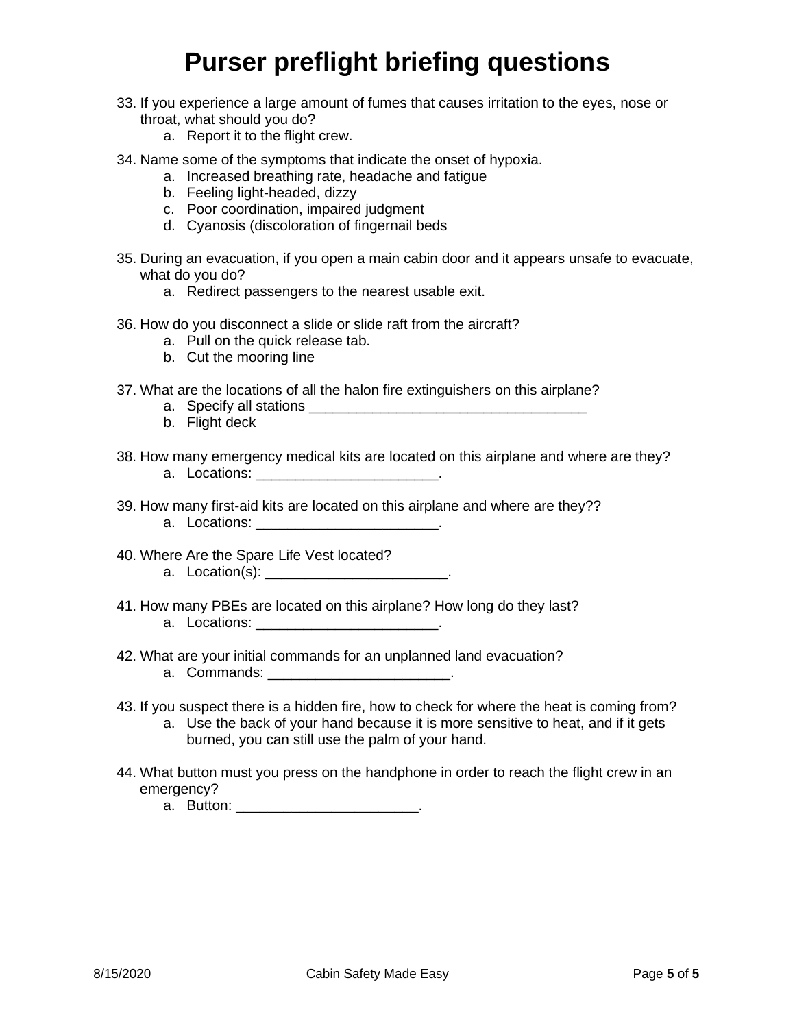# Purser preflight briefing questions

33. If you experience a large amount of fumes that causes irritation to the eyes, nose or throat, what should you do?
    a. Report it to the flight crew.

34. Name some of the symptoms that indicate the onset of hypoxia.
    a. Increased breathing rate, headache and fatigue
    b. Feeling light-headed, dizzy
    c. Poor coordination, impaired judgment
    d. Cyanosis (discoloration of fingernail beds

35. During an evacuation, if you open a main cabin door and it appears unsafe to evacuate, what do you do?
    a. Redirect passengers to the nearest usable exit.

36. How do you disconnect a slide or slide raft from the aircraft?
    a. Pull on the quick release tab.
    b. Cut the mooring line

37. What are the locations of all the halon fire extinguishers on this airplane?
    a. Specify all stations ___________________________________
    b. Flight deck

38. How many emergency medical kits are located on this airplane and where are they?
    a. Locations: _______________________.

39. How many first-aid kits are located on this airplane and where are they??
    a. Locations: _______________________.

40. Where Are the Spare Life Vest located?
    a. Location(s): _______________________.

41. How many PBEs are located on this airplane? How long do they last?
    a. Locations: _______________________.

42. What are your initial commands for an unplanned land evacuation?
    a. Commands: _______________________.

43. If you suspect there is a hidden fire, how to check for where the heat is coming from?
    a. Use the back of your hand because it is more sensitive to heat, and if it gets burned, you can still use the palm of your hand.

44. What button must you press on the handphone in order to reach the flight crew in an emergency?
    a. Button: _______________________.